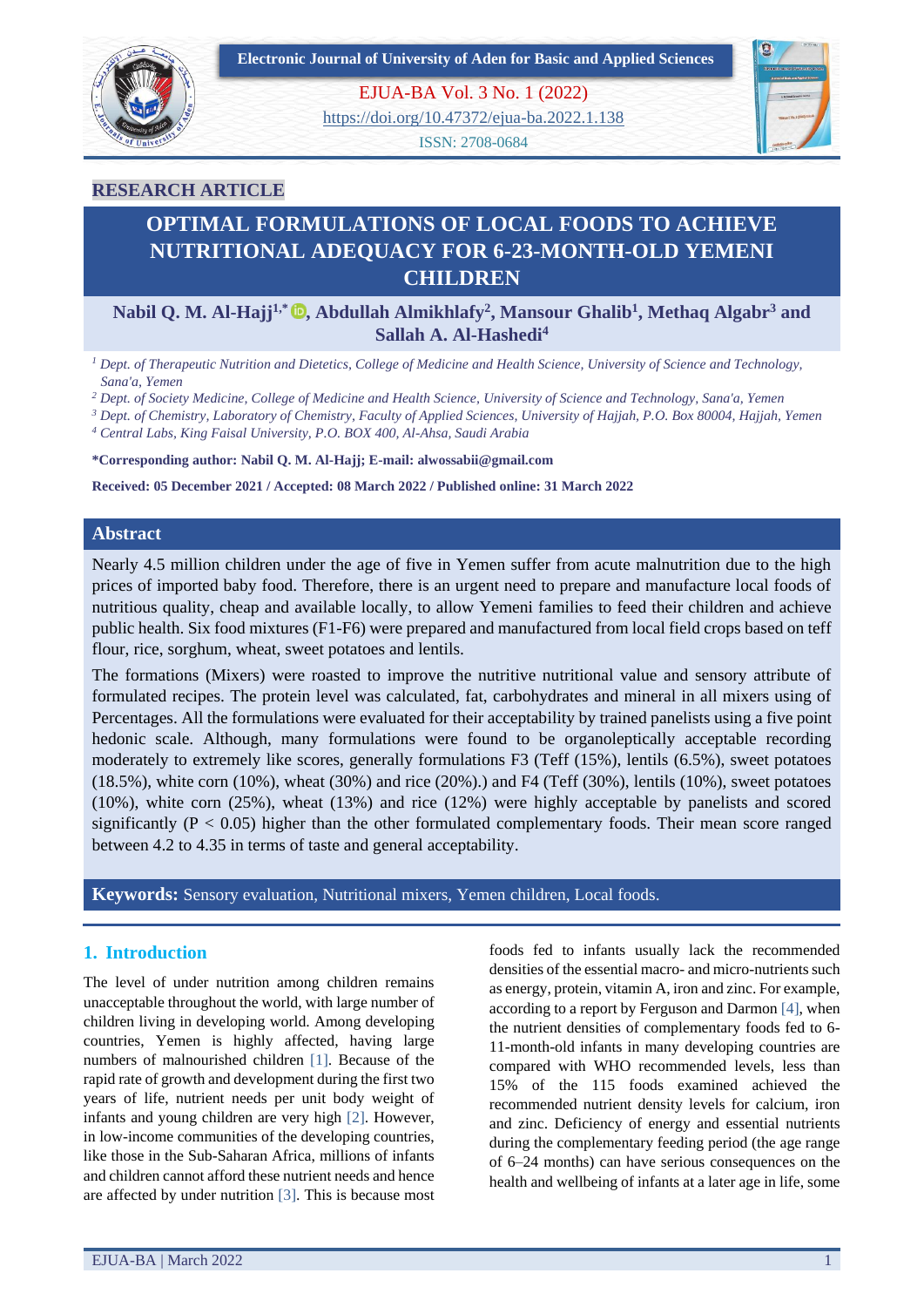**RESEARCH ARTICLE**

# OPTIMAL FORMULATIONS OF LOCAL FOODS TO ACHIEVE NUTRITIONAL ADEQUACY FOR 6-23-MONTH-OLD YEMENI CHILDREN

**Nabil Q. M. Al-Hajj[1,*], Abdullah Almikhlafy[2], Mansour Ghalib[1], Methaq Algabr[3] and Sallah A. Al-Hashedi[4]**

[1] *Dept. of Therapeutic Nutrition and Dietetics, College of Medicine and Health Science, University of Science and Technology, Sana'a, Yemen*

[2] *Dept. of Society Medicine, College of Medicine and Health Science, University of Science and Technology, Sana'a, Yemen*

[3] *Dept. of Chemistry, Laboratory of Chemistry, Faculty of Applied Sciences, University of Hajjah, P.O. Box 80004, Hajjah, Yemen*

[4] *Central Labs, King Faisal University, P.O. BOX 400, Al-Ahsa, Saudi Arabia*

**\*Corresponding author: Nabil Q. M. Al-Hajj; E-mail: alwossabii@gmail.com**

**Received: 05 December 2021 / Accepted: 08 March 2022 / Published online: 31 March 2022**

## Abstract

Nearly 4.5 million children under the age of five in Yemen suffer from acute malnutrition due to the high prices of imported baby food. Therefore, there is an urgent need to prepare and manufacture local foods of nutritious quality, cheap and available locally, to allow Yemeni families to feed their children and achieve public health. Six food mixtures (F1-F6) were prepared and manufactured from local field crops based on teff flour, rice, sorghum, wheat, sweet potatoes and lentils.

The formations (Mixers) were roasted to improve the nutritive nutritional value and sensory attribute of formulated recipes. The protein level was calculated, fat, carbohydrates and mineral in all mixers using of Percentages. All the formulations were evaluated for their acceptability by trained panelists using a five point hedonic scale. Although, many formulations were found to be organoleptically acceptable recording moderately to extremely like scores, generally formulations F3 (Teff (15%), lentils (6.5%), sweet potatoes (18.5%), white corn (10%), wheat (30%) and rice (20%).) and F4 (Teff (30%), lentils (10%), sweet potatoes (10%), white corn (25%), wheat (13%) and rice (12%) were highly acceptable by panelists and scored significantly ($P < 0.05$) higher than the other formulated complementary foods. Their mean score ranged between 4.2 to 4.35 in terms of taste and general acceptability.

**Keywords:** Sensory evaluation, Nutritional mixers, Yemen children, Local foods.

## 1. Introduction

The level of under nutrition among children remains unacceptable throughout the world, with large number of children living in developing world. Among developing countries, Yemen is highly affected, having large numbers of malnourished children [1]. Because of the rapid rate of growth and development during the first two years of life, nutrient needs per unit body weight of infants and young children are very high [2]. However, in low-income communities of the developing countries, like those in the Sub-Saharan Africa, millions of infants and children cannot afford these nutrient needs and hence are affected by under nutrition [3]. This is because most foods fed to infants usually lack the recommended densities of the essential macro- and micro-nutrients such as energy, protein, vitamin A, iron and zinc. For example, according to a report by Ferguson and Darmon [4], when the nutrient densities of complementary foods fed to 6-11-month-old infants in many developing countries are compared with WHO recommended levels, less than 15% of the 115 foods examined achieved the recommended nutrient density levels for calcium, iron and zinc. Deficiency of energy and essential nutrients during the complementary feeding period (the age range of 6–24 months) can have serious consequences on the health and wellbeing of infants at a later age in life, some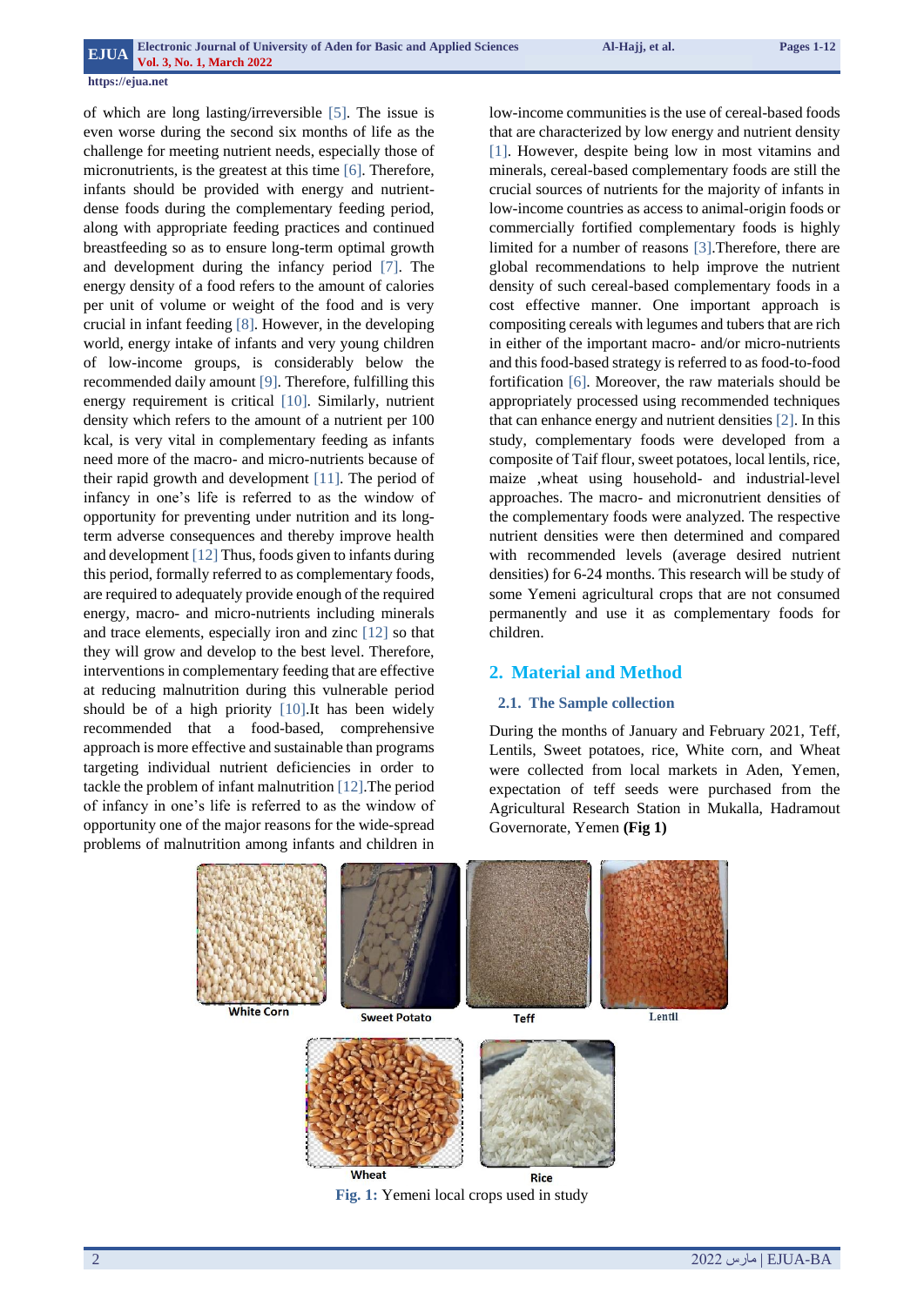of which are long lasting/irreversible [5]. The issue is even worse during the second six months of life as the challenge for meeting nutrient needs, especially those of micronutrients, is the greatest at this time [6]. Therefore, infants should be provided with energy and nutrient-dense foods during the complementary feeding period, along with appropriate feeding practices and continued breastfeeding so as to ensure long-term optimal growth and development during the infancy period [7]. The energy density of a food refers to the amount of calories per unit of volume or weight of the food and is very crucial in infant feeding [8]. However, in the developing world, energy intake of infants and very young children of low-income groups, is considerably below the recommended daily amount [9]. Therefore, fulfilling this energy requirement is critical [10]. Similarly, nutrient density which refers to the amount of a nutrient per 100 kcal, is very vital in complementary feeding as infants need more of the macro- and micro-nutrients because of their rapid growth and development [11]. The period of infancy in one's life is referred to as the window of opportunity for preventing under nutrition and its long-term adverse consequences and thereby improve health and development [12] Thus, foods given to infants during this period, formally referred to as complementary foods, are required to adequately provide enough of the required energy, macro- and micro-nutrients including minerals and trace elements, especially iron and zinc [12] so that they will grow and develop to the best level. Therefore, interventions in complementary feeding that are effective at reducing malnutrition during this vulnerable period should be of a high priority [10].It has been widely recommended that a food-based, comprehensive approach is more effective and sustainable than programs targeting individual nutrient deficiencies in order to tackle the problem of infant malnutrition [12].The period of infancy in one's life is referred to as the window of opportunity one of the major reasons for the wide-spread problems of malnutrition among infants and children in low-income communities is the use of cereal-based foods that are characterized by low energy and nutrient density [1]. However, despite being low in most vitamins and minerals, cereal-based complementary foods are still the crucial sources of nutrients for the majority of infants in low-income countries as access to animal-origin foods or commercially fortified complementary foods is highly limited for a number of reasons [3].Therefore, there are global recommendations to help improve the nutrient density of such cereal-based complementary foods in a cost effective manner. One important approach is compositing cereals with legumes and tubers that are rich in either of the important macro- and/or micro-nutrients and this food-based strategy is referred to as food-to-food fortification [6]. Moreover, the raw materials should be appropriately processed using recommended techniques that can enhance energy and nutrient densities [2]. In this study, complementary foods were developed from a composite of Taif flour, sweet potatoes, local lentils, rice, maize ,wheat using household- and industrial-level approaches. The macro- and micronutrient densities of the complementary foods were analyzed. The respective nutrient densities were then determined and compared with recommended levels (average desired nutrient densities) for 6-24 months. This research will be study of some Yemeni agricultural crops that are not consumed permanently and use it as complementary foods for children.

## 2. Material and Method

### 2.1. The Sample collection

During the months of January and February 2021, Teff, Lentils, Sweet potatoes, rice, White corn, and Wheat were collected from local markets in Aden, Yemen, expectation of teff seeds were purchased from the Agricultural Research Station in Mukalla, Hadramout Governorate, Yemen **(Fig 1)**

White Corn Sweet Potato Teff Lentil Wheat Rice

**Fig. 1:** Yemeni local crops used in study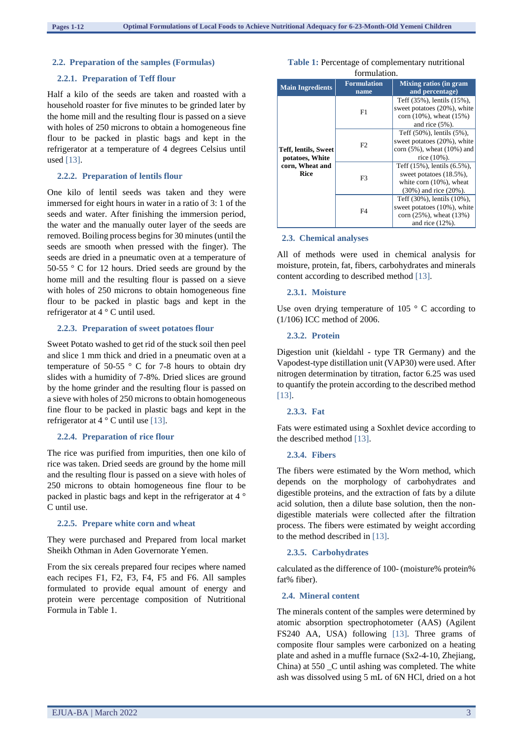### 2.2. Preparation of the samples (Formulas)

#### 2.2.1. Preparation of Teff flour

Half a kilo of the seeds are taken and roasted with a household roaster for five minutes to be grinded later by the home mill and the resulting flour is passed on a sieve with holes of 250 microns to obtain a homogeneous fine flour to be packed in plastic bags and kept in the refrigerator at a temperature of 4 degrees Celsius until used [13].

#### 2.2.2. Preparation of lentils flour

One kilo of lentil seeds was taken and they were immersed for eight hours in water in a ratio of 3: 1 of the seeds and water. After finishing the immersion period, the water and the manually outer layer of the seeds are removed. Boiling process begins for 30 minutes (until the seeds are smooth when pressed with the finger). The seeds are dried in a pneumatic oven at a temperature of 50-55 ° C for 12 hours. Dried seeds are ground by the home mill and the resulting flour is passed on a sieve with holes of 250 microns to obtain homogeneous fine flour to be packed in plastic bags and kept in the refrigerator at 4 ° C until used.

#### 2.2.3. Preparation of sweet potatoes flour

Sweet Potato washed to get rid of the stuck soil then peel and slice 1 mm thick and dried in a pneumatic oven at a temperature of 50-55 ° C for 7-8 hours to obtain dry slides with a humidity of 7-8%. Dried slices are ground by the home grinder and the resulting flour is passed on a sieve with holes of 250 microns to obtain homogeneous fine flour to be packed in plastic bags and kept in the refrigerator at 4 ° C until use [13].

#### 2.2.4. Preparation of rice flour

The rice was purified from impurities, then one kilo of rice was taken. Dried seeds are ground by the home mill and the resulting flour is passed on a sieve with holes of 250 microns to obtain homogeneous fine flour to be packed in plastic bags and kept in the refrigerator at 4 ° C until use.

#### 2.2.5. Prepare white corn and wheat

They were purchased and Prepared from local market Sheikh Othman in Aden Governorate Yemen.

From the six cereals prepared four recipes where named each recipes F1, F2, F3, F4, F5 and F6. All samples formulated to provide equal amount of energy and protein were percentage composition of Nutritional Formula in Table 1.

**Table 1:** Percentage of complementary nutritional formulation.

| Main Ingredients | Formulation name | Mixing ratios (in gram and percentage) |
|---|---|---|
| Teff, lentils, Sweet potatoes, White corn, Wheat and Rice | F1 | Teff (35%), lentils (15%), sweet potatoes (20%), white corn (10%), wheat (15%) and rice (5%). |
| | F2 | Teff (50%), lentils (5%), sweet potatoes (20%), white corn (5%), wheat (10%) and rice (10%). |
| | F3 | Teff (15%), lentils (6.5%), sweet potatoes (18.5%), white corn (10%), wheat (30%) and rice (20%). |
| | F4 | Teff (30%), lentils (10%), sweet potatoes (10%), white corn (25%), wheat (13%) and rice (12%). |

### 2.3. Chemical analyses

All of methods were used in chemical analysis for moisture, protein, fat, fibers, carbohydrates and minerals content according to described method [13].

#### 2.3.1. Moisture

Use oven drying temperature of 105 ° C according to (1/106) ICC method of 2006.

#### 2.3.2. Protein

Digestion unit (kieldahl - type TR Germany) and the Vapodest-type distillation unit (VAP30) were used. After nitrogen determination by titration, factor 6.25 was used to quantify the protein according to the described method [13].

#### 2.3.3. Fat

Fats were estimated using a Soxhlet device according to the described method [13].

#### 2.3.4. Fibers

The fibers were estimated by the Worn method, which depends on the morphology of carbohydrates and digestible proteins, and the extraction of fats by a dilute acid solution, then a dilute base solution, then the non-digestible materials were collected after the filtration process. The fibers were estimated by weight according to the method described in [13].

#### 2.3.5. Carbohydrates

calculated as the difference of 100- (moisture% protein% fat% fiber).

### 2.4. Mineral content

The minerals content of the samples were determined by atomic absorption spectrophotometer (AAS) (Agilent FS240 AA, USA) following [13]. Three grams of composite flour samples were carbonized on a heating plate and ashed in a muffle furnace (Sx2-4-10, Zhejiang, China) at 550 _C until ashing was completed. The white ash was dissolved using 5 mL of 6N HCl, dried on a hot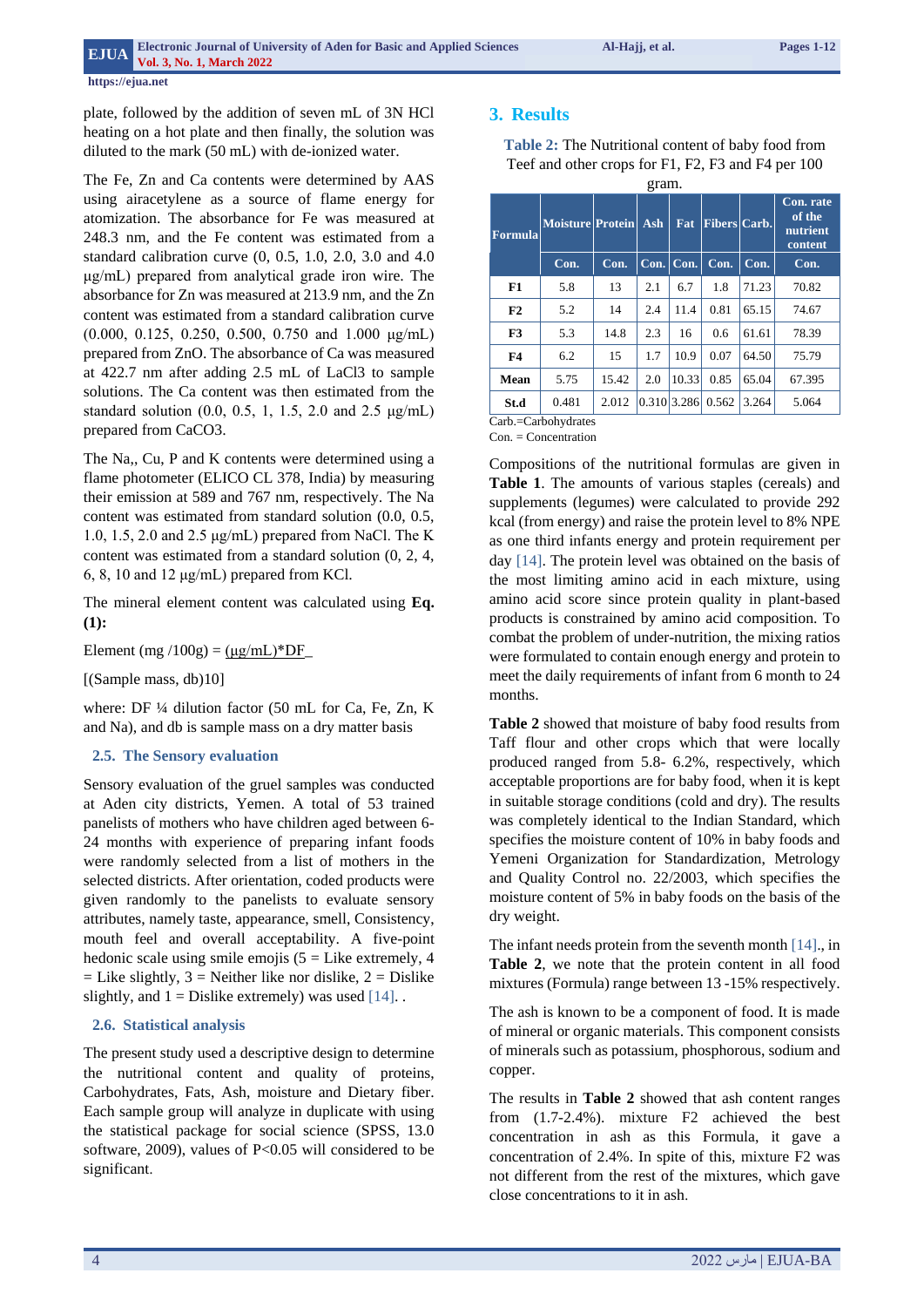plate, followed by the addition of seven mL of 3N HCl heating on a hot plate and then finally, the solution was diluted to the mark (50 mL) with de-ionized water.

The Fe, Zn and Ca contents were determined by AAS using airacetylene as a source of flame energy for atomization. The absorbance for Fe was measured at 248.3 nm, and the Fe content was estimated from a standard calibration curve (0, 0.5, 1.0, 2.0, 3.0 and 4.0 µg/mL) prepared from analytical grade iron wire. The absorbance for Zn was measured at 213.9 nm, and the Zn content was estimated from a standard calibration curve (0.000, 0.125, 0.250, 0.500, 0.750 and 1.000 µg/mL) prepared from ZnO. The absorbance of Ca was measured at 422.7 nm after adding 2.5 mL of LaCl3 to sample solutions. The Ca content was then estimated from the standard solution (0.0, 0.5, 1, 1.5, 2.0 and 2.5 µg/mL) prepared from CaCO3.

The Na,, Cu, P and K contents were determined using a flame photometer (ELICO CL 378, India) by measuring their emission at 589 and 767 nm, respectively. The Na content was estimated from standard solution (0.0, 0.5, 1.0, 1.5, 2.0 and 2.5 µg/mL) prepared from NaCl. The K content was estimated from a standard solution (0, 2, 4, 6, 8, 10 and 12 µg/mL) prepared from KCl.

The mineral element content was calculated using **Eq. (1):**

Element (mg /100g) = (µg/mL)*DF_

[(Sample mass, db)10]

where: DF ¼ dilution factor (50 mL for Ca, Fe, Zn, K and Na), and db is sample mass on a dry matter basis

### 2.5. The Sensory evaluation

Sensory evaluation of the gruel samples was conducted at Aden city districts, Yemen. A total of 53 trained panelists of mothers who have children aged between 6-24 months with experience of preparing infant foods were randomly selected from a list of mothers in the selected districts. After orientation, coded products were given randomly to the panelists to evaluate sensory attributes, namely taste, appearance, smell, Consistency, mouth feel and overall acceptability. A five-point hedonic scale using smile emojis (5 = Like extremely, 4 = Like slightly, 3 = Neither like nor dislike, 2 = Dislike slightly, and 1 = Dislike extremely) was used [14]. .

### 2.6. Statistical analysis

The present study used a descriptive design to determine the nutritional content and quality of proteins, Carbohydrates, Fats, Ash, moisture and Dietary fiber. Each sample group will analyze in duplicate with using the statistical package for social science (SPSS, 13.0 software, 2009), values of P<0.05 will considered to be significant.

## 3. Results

**Table 2:** The Nutritional content of baby food from Teef and other crops for F1, F2, F3 and F4 per 100 gram.

| Formula | Moisture | Protein | Ash | Fat | Fibers | Carb. | Con. rate of the nutrient content |
|---|---|---|---|---|---|---|---|
| | Con. | Con. | Con. | Con. | Con. | Con. | Con. |
| F1 | 5.8 | 13 | 2.1 | 6.7 | 1.8 | 71.23 | 70.82 |
| F2 | 5.2 | 14 | 2.4 | 11.4 | 0.81 | 65.15 | 74.67 |
| F3 | 5.3 | 14.8 | 2.3 | 16 | 0.6 | 61.61 | 78.39 |
| F4 | 6.2 | 15 | 1.7 | 10.9 | 0.07 | 64.50 | 75.79 |
| Mean | 5.75 | 15.42 | 2.0 | 10.33 | 0.85 | 65.04 | 67.395 |
| St.d | 0.481 | 2.012 | 0.310 | 3.286 | 0.562 | 3.264 | 5.064 |

Carb.=Carbohydrates
Con. = Concentration

Compositions of the nutritional formulas are given in **Table 1**. The amounts of various staples (cereals) and supplements (legumes) were calculated to provide 292 kcal (from energy) and raise the protein level to 8% NPE as one third infants energy and protein requirement per day [14]. The protein level was obtained on the basis of the most limiting amino acid in each mixture, using amino acid score since protein quality in plant-based products is constrained by amino acid composition. To combat the problem of under-nutrition, the mixing ratios were formulated to contain enough energy and protein to meet the daily requirements of infant from 6 month to 24 months.

**Table 2** showed that moisture of baby food results from Taff flour and other crops which that were locally produced ranged from 5.8- 6.2%, respectively, which acceptable proportions are for baby food, when it is kept in suitable storage conditions (cold and dry). The results was completely identical to the Indian Standard, which specifies the moisture content of 10% in baby foods and Yemeni Organization for Standardization, Metrology and Quality Control no. 22/2003, which specifies the moisture content of 5% in baby foods on the basis of the dry weight.

The infant needs protein from the seventh month [14]., in **Table 2**, we note that the protein content in all food mixtures (Formula) range between 13 -15% respectively.

The ash is known to be a component of food. It is made of mineral or organic materials. This component consists of minerals such as potassium, phosphorous, sodium and copper.

The results in **Table 2** showed that ash content ranges from (1.7-2.4%). mixture F2 achieved the best concentration in ash as this Formula, it gave a concentration of 2.4%. In spite of this, mixture F2 was not different from the rest of the mixtures, which gave close concentrations to it in ash.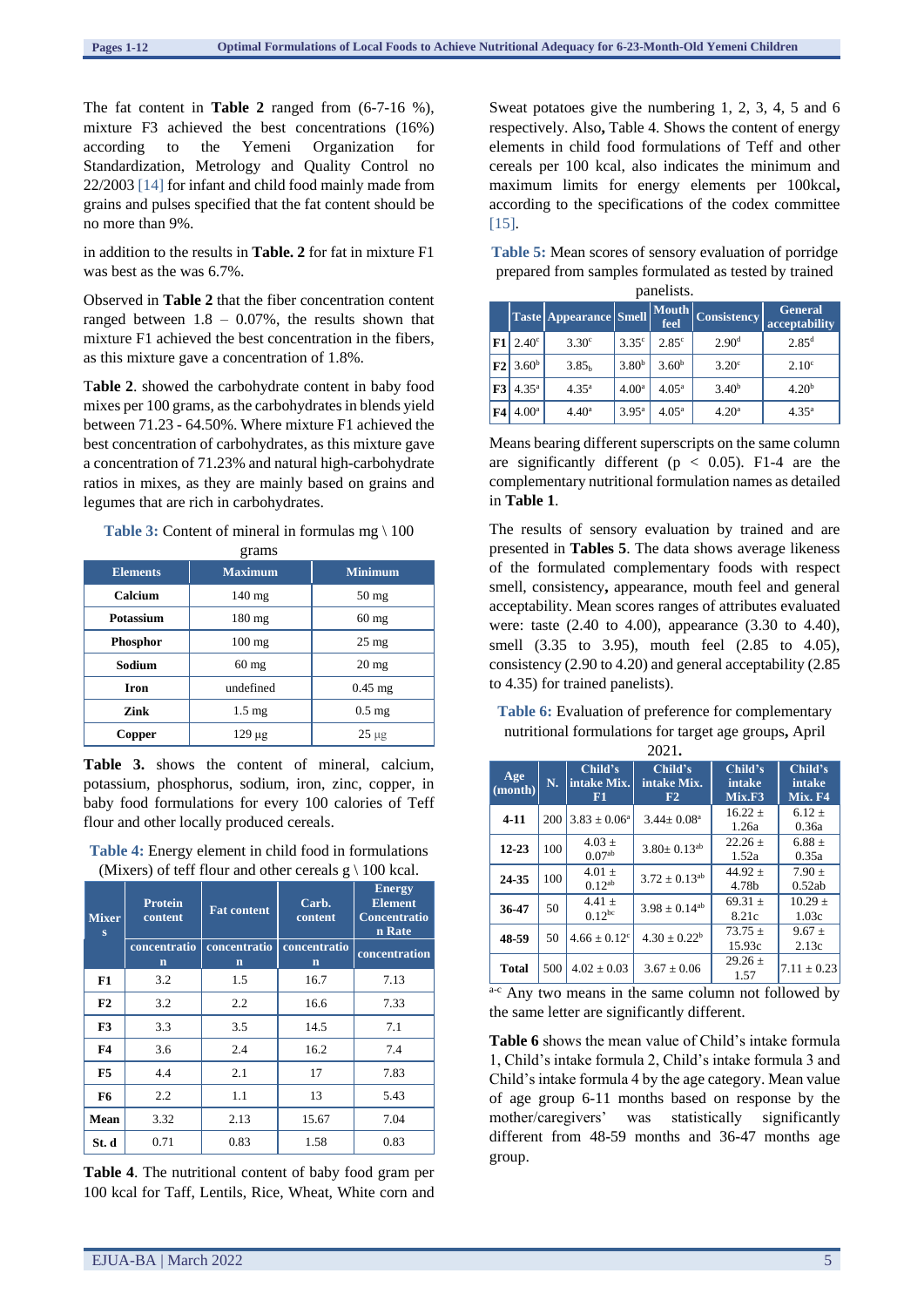The fat content in **Table 2** ranged from (6-7-16 %), mixture F3 achieved the best concentrations (16%) according to the Yemeni Organization for Standardization, Metrology and Quality Control no 22/2003 [14] for infant and child food mainly made from grains and pulses specified that the fat content should be no more than 9%.

in addition to the results in **Table. 2** for fat in mixture F1 was best as the was 6.7%.

Observed in **Table 2** that the fiber concentration content ranged between 1.8 – 0.07%, the results shown that mixture F1 achieved the best concentration in the fibers, as this mixture gave a concentration of 1.8%.

T**able 2**. showed the carbohydrate content in baby food mixes per 100 grams, as the carbohydrates in blends yield between 71.23 - 64.50%. Where mixture F1 achieved the best concentration of carbohydrates, as this mixture gave a concentration of 71.23% and natural high-carbohydrate ratios in mixes, as they are mainly based on grains and legumes that are rich in carbohydrates.

**Table 3:** Content of mineral in formulas mg \ 100 grams

| Elements | Maximum | Minimum |
|---|---|---|
| Calcium | 140 mg | 50 mg |
| Potassium | 180 mg | 60 mg |
| Phosphor | 100 mg | 25 mg |
| Sodium | 60 mg | 20 mg |
| Iron | undefined | 0.45 mg |
| Zink | 1.5 mg | 0.5 mg |
| Copper | 129 µg | 25 µg |

**Table 3.** shows the content of mineral, calcium, potassium, phosphorus, sodium, iron, zinc, copper, in baby food formulations for every 100 calories of Teff flour and other locally produced cereals.

**Table 4:** Energy element in child food in formulations (Mixers) of teff flour and other cereals g \ 100 kcal.

| Mixers | Protein content | Fat content | Carb. content | Energy Element Concentration Rate |
|---|---|---|---|---|
| | concentration | concentration | concentration | concentration |
| F1 | 3.2 | 1.5 | 16.7 | 7.13 |
| F2 | 3.2 | 2.2 | 16.6 | 7.33 |
| F3 | 3.3 | 3.5 | 14.5 | 7.1 |
| F4 | 3.6 | 2.4 | 16.2 | 7.4 |
| F5 | 4.4 | 2.1 | 17 | 7.83 |
| F6 | 2.2 | 1.1 | 13 | 5.43 |
| Mean | 3.32 | 2.13 | 15.67 | 7.04 |
| St. d | 0.71 | 0.83 | 1.58 | 0.83 |

**Table 4**. The nutritional content of baby food gram per 100 kcal for Taff, Lentils, Rice, Wheat, White corn and Sweat potatoes give the numbering 1, 2, 3, 4, 5 and 6 respectively. Also**,** Table 4. Shows the content of energy elements in child food formulations of Teff and other cereals per 100 kcal, also indicates the minimum and maximum limits for energy elements per 100kcal**,** according to the specifications of the codex committee [15].

**Table 5:** Mean scores of sensory evaluation of porridge prepared from samples formulated as tested by trained panelists.

| | Taste | Appearance | Smell | Mouth feel | Consistency | General acceptability |
|---|---|---|---|---|---|---|
| F1 | $2.40^{c}$ | $3.30^{c}$ | $3.35^{c}$ | $2.85^{c}$ | $2.90^{d}$ | $2.85^{d}$ |
| F2 | $3.60^{b}$ | $3.85_{b}$ | $3.80^{b}$ | $3.60^{b}$ | $3.20^{c}$ | $2.10^{c}$ |
| F3 | $4.35^{a}$ | $4.35^{a}$ | $4.00^{a}$ | $4.05^{a}$ | $3.40^{b}$ | $4.20^{b}$ |
| F4 | $4.00^{a}$ | $4.40^{a}$ | $3.95^{a}$ | $4.05^{a}$ | $4.20^{a}$ | $4.35^{a}$ |

Means bearing different superscripts on the same column are significantly different ($p < 0.05$). F1-4 are the complementary nutritional formulation names as detailed in **Table 1**.

The results of sensory evaluation by trained and are presented in **Tables 5**. The data shows average likeness of the formulated complementary foods with respect smell, consistency**,** appearance, mouth feel and general acceptability. Mean scores ranges of attributes evaluated were: taste (2.40 to 4.00), appearance (3.30 to 4.40), smell (3.35 to 3.95), mouth feel (2.85 to 4.05), consistency (2.90 to 4.20) and general acceptability (2.85 to 4.35) for trained panelists).

**Table 6:** Evaluation of preference for complementary nutritional formulations for target age groups**,** April 2021**.**

| Age (month) | N. | Child's intake Mix. F1 | Child's intake Mix. F2 | Child's intake Mix.F3 | Child's intake Mix. F4 |
|---|---|---|---|---|---|
| 4-11 | 200 | $3.83 \pm 0.06^{a}$ | $3.44 \pm 0.08^{a}$ | 16.22 ± 1.26a | 6.12 ± 0.36a |
| 12-23 | 100 | $4.03 \pm 0.07^{ab}$ | $3.80 \pm 0.13^{ab}$ | 22.26 ± 1.52a | 6.88 ± 0.35a |
| 24-35 | 100 | $4.01 \pm 0.12^{ab}$ | $3.72 \pm 0.13^{ab}$ | 44.92 ± 4.78b | 7.90 ± 0.52ab |
| 36-47 | 50 | $4.41 \pm 0.12^{bc}$ | $3.98 \pm 0.14^{ab}$ | 69.31 ± 8.21c | 10.29 ± 1.03c |
| 48-59 | 50 | $4.66 \pm 0.12^{c}$ | $4.30 \pm 0.22^{b}$ | 73.75 ± 15.93c | 9.67 ± 2.13c |
| Total | 500 | 4.02 ± 0.03 | 3.67 ± 0.06 | 29.26 ± 1.57 | 7.11 ± 0.23 |

[a-c] Any two means in the same column not followed by the same letter are significantly different.

**Table 6** shows the mean value of Child's intake formula 1, Child's intake formula 2, Child's intake formula 3 and Child's intake formula 4 by the age category. Mean value of age group 6-11 months based on response by the mother/caregivers' was statistically significantly different from 48-59 months and 36-47 months age group.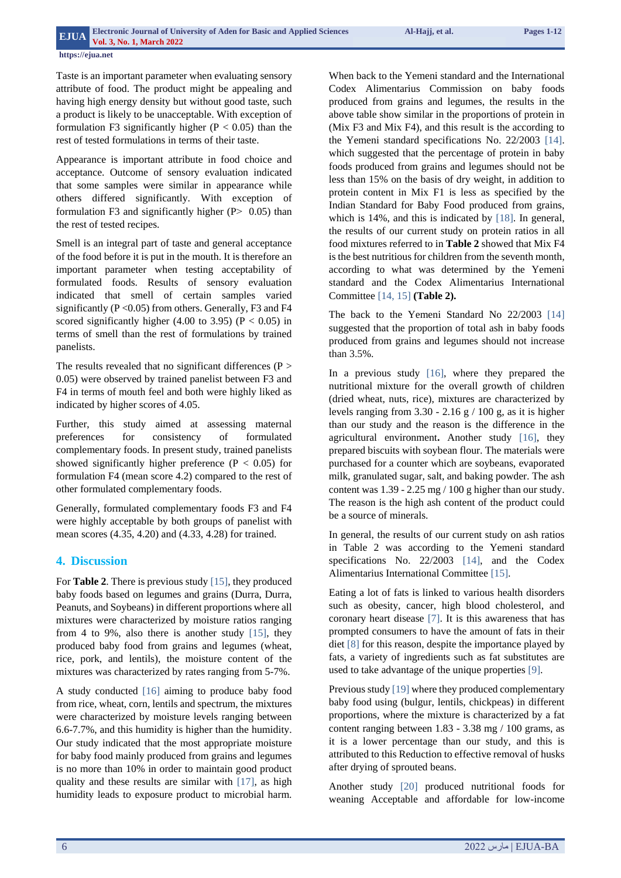Taste is an important parameter when evaluating sensory attribute of food. The product might be appealing and having high energy density but without good taste, such a product is likely to be unacceptable. With exception of formulation F3 significantly higher ($P < 0.05$) than the rest of tested formulations in terms of their taste.

Appearance is important attribute in food choice and acceptance. Outcome of sensory evaluation indicated that some samples were similar in appearance while others differed significantly. With exception of formulation F3 and significantly higher ($P > 0.05$) than the rest of tested recipes.

Smell is an integral part of taste and general acceptance of the food before it is put in the mouth. It is therefore an important parameter when testing acceptability of formulated foods. Results of sensory evaluation indicated that smell of certain samples varied significantly ($P < 0.05$) from others. Generally, F3 and F4 scored significantly higher (4.00 to 3.95) ($P < 0.05$) in terms of smell than the rest of formulations by trained panelists.

The results revealed that no significant differences ($P > 0.05$) were observed by trained panelist between F3 and F4 in terms of mouth feel and both were highly liked as indicated by higher scores of 4.05.

Further, this study aimed at assessing maternal preferences for consistency of formulated complementary foods. In present study, trained panelists showed significantly higher preference ($P < 0.05$) for formulation F4 (mean score 4.2) compared to the rest of other formulated complementary foods.

Generally, formulated complementary foods F3 and F4 were highly acceptable by both groups of panelist with mean scores (4.35, 4.20) and (4.33, 4.28) for trained.

## 4. Discussion

For **Table 2**. There is previous study [15], they produced baby foods based on legumes and grains (Durra, Durra, Peanuts, and Soybeans) in different proportions where all mixtures were characterized by moisture ratios ranging from 4 to 9%, also there is another study [15], they produced baby food from grains and legumes (wheat, rice, pork, and lentils), the moisture content of the mixtures was characterized by rates ranging from 5-7%.

A study conducted [16] aiming to produce baby food from rice, wheat, corn, lentils and spectrum, the mixtures were characterized by moisture levels ranging between 6.6-7.7%, and this humidity is higher than the humidity. Our study indicated that the most appropriate moisture for baby food mainly produced from grains and legumes is no more than 10% in order to maintain good product quality and these results are similar with [17], as high humidity leads to exposure product to microbial harm.

When back to the Yemeni standard and the International Codex Alimentarius Commission on baby foods produced from grains and legumes, the results in the above table show similar in the proportions of protein in (Mix F3 and Mix F4), and this result is the according to the Yemeni standard specifications No. 22/2003 [14]. which suggested that the percentage of protein in baby foods produced from grains and legumes should not be less than 15% on the basis of dry weight, in addition to protein content in Mix F1 is less as specified by the Indian Standard for Baby Food produced from grains, which is 14%, and this is indicated by [18]. In general, the results of our current study on protein ratios in all food mixtures referred to in **Table 2** showed that Mix F4 is the best nutritious for children from the seventh month, according to what was determined by the Yemeni standard and the Codex Alimentarius International Committee [14, 15] **(Table 2).**

The back to the Yemeni Standard No 22/2003 [14] suggested that the proportion of total ash in baby foods produced from grains and legumes should not increase than 3.5%.

In a previous study [16], where they prepared the nutritional mixture for the overall growth of children (dried wheat, nuts, rice), mixtures are characterized by levels ranging from 3.30 - 2.16 g / 100 g, as it is higher than our study and the reason is the difference in the agricultural environment**.** Another study [16], they prepared biscuits with soybean flour. The materials were purchased for a counter which are soybeans, evaporated milk, granulated sugar, salt, and baking powder. The ash content was 1.39 - 2.25 mg / 100 g higher than our study. The reason is the high ash content of the product could be a source of minerals.

In general, the results of our current study on ash ratios in Table 2 was according to the Yemeni standard specifications No. 22/2003 [14], and the Codex Alimentarius International Committee [15].

Eating a lot of fats is linked to various health disorders such as obesity, cancer, high blood cholesterol, and coronary heart disease [7]. It is this awareness that has prompted consumers to have the amount of fats in their diet [8] for this reason, despite the importance played by fats, a variety of ingredients such as fat substitutes are used to take advantage of the unique properties [9].

Previous study [19] where they produced complementary baby food using (bulgur, lentils, chickpeas) in different proportions, where the mixture is characterized by a fat content ranging between 1.83 - 3.38 mg / 100 grams, as it is a lower percentage than our study, and this is attributed to this Reduction to effective removal of husks after drying of sprouted beans.

Another study [20] produced nutritional foods for weaning Acceptable and affordable for low-income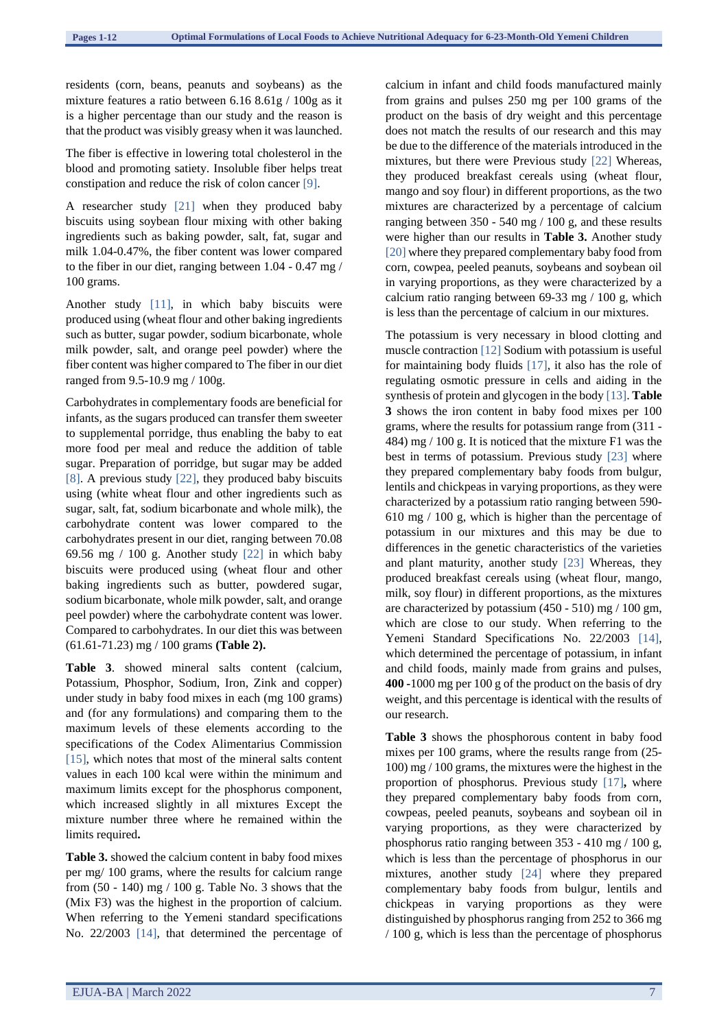residents (corn, beans, peanuts and soybeans) as the mixture features a ratio between 6.16 8.61g / 100g as it is a higher percentage than our study and the reason is that the product was visibly greasy when it was launched.

The fiber is effective in lowering total cholesterol in the blood and promoting satiety. Insoluble fiber helps treat constipation and reduce the risk of colon cancer [9].

A researcher study [21] when they produced baby biscuits using soybean flour mixing with other baking ingredients such as baking powder, salt, fat, sugar and milk 1.04-0.47%, the fiber content was lower compared to the fiber in our diet, ranging between 1.04 - 0.47 mg / 100 grams.

Another study [11], in which baby biscuits were produced using (wheat flour and other baking ingredients such as butter, sugar powder, sodium bicarbonate, whole milk powder, salt, and orange peel powder) where the fiber content was higher compared to The fiber in our diet ranged from 9.5-10.9 mg / 100g.

Carbohydrates in complementary foods are beneficial for infants, as the sugars produced can transfer them sweeter to supplemental porridge, thus enabling the baby to eat more food per meal and reduce the addition of table sugar. Preparation of porridge, but sugar may be added [8]. A previous study [22], they produced baby biscuits using (white wheat flour and other ingredients such as sugar, salt, fat, sodium bicarbonate and whole milk), the carbohydrate content was lower compared to the carbohydrates present in our diet, ranging between 70.08 69.56 mg / 100 g. Another study [22] in which baby biscuits were produced using (wheat flour and other baking ingredients such as butter, powdered sugar, sodium bicarbonate, whole milk powder, salt, and orange peel powder) where the carbohydrate content was lower. Compared to carbohydrates. In our diet this was between (61.61-71.23) mg / 100 grams **(Table 2).**

**Table 3**. showed mineral salts content (calcium, Potassium, Phosphor, Sodium, Iron, Zink and copper) under study in baby food mixes in each (mg 100 grams) and (for any formulations) and comparing them to the maximum levels of these elements according to the specifications of the Codex Alimentarius Commission [15], which notes that most of the mineral salts content values in each 100 kcal were within the minimum and maximum limits except for the phosphorus component, which increased slightly in all mixtures Except the mixture number three where he remained within the limits required**.**

**Table 3.** showed the calcium content in baby food mixes per mg/ 100 grams, where the results for calcium range from (50 - 140) mg / 100 g. Table No. 3 shows that the (Mix F3) was the highest in the proportion of calcium. When referring to the Yemeni standard specifications No. 22/2003 [14], that determined the percentage of calcium in infant and child foods manufactured mainly from grains and pulses 250 mg per 100 grams of the product on the basis of dry weight and this percentage does not match the results of our research and this may be due to the difference of the materials introduced in the mixtures, but there were Previous study [22] Whereas, they produced breakfast cereals using (wheat flour, mango and soy flour) in different proportions, as the two mixtures are characterized by a percentage of calcium ranging between 350 - 540 mg / 100 g, and these results were higher than our results in **Table 3.** Another study [20] where they prepared complementary baby food from corn, cowpea, peeled peanuts, soybeans and soybean oil in varying proportions, as they were characterized by a calcium ratio ranging between 69-33 mg / 100 g, which is less than the percentage of calcium in our mixtures.

The potassium is very necessary in blood clotting and muscle contraction [12] Sodium with potassium is useful for maintaining body fluids [17], it also has the role of regulating osmotic pressure in cells and aiding in the synthesis of protein and glycogen in the body [13]. **Table 3** shows the iron content in baby food mixes per 100 grams, where the results for potassium range from (311 - 484) mg / 100 g. It is noticed that the mixture F1 was the best in terms of potassium. Previous study [23] where they prepared complementary baby foods from bulgur, lentils and chickpeas in varying proportions, as they were characterized by a potassium ratio ranging between 590-610 mg / 100 g, which is higher than the percentage of potassium in our mixtures and this may be due to differences in the genetic characteristics of the varieties and plant maturity, another study [23] Whereas, they produced breakfast cereals using (wheat flour, mango, milk, soy flour) in different proportions, as the mixtures are characterized by potassium (450 - 510) mg / 100 gm, which are close to our study. When referring to the Yemeni Standard Specifications No. 22/2003 [14], which determined the percentage of potassium, in infant and child foods, mainly made from grains and pulses, **400 -**1000 mg per 100 g of the product on the basis of dry weight, and this percentage is identical with the results of our research.

**Table 3** shows the phosphorous content in baby food mixes per 100 grams, where the results range from (25-100) mg / 100 grams, the mixtures were the highest in the proportion of phosphorus. Previous study [17]**,** where they prepared complementary baby foods from corn, cowpeas, peeled peanuts, soybeans and soybean oil in varying proportions, as they were characterized by phosphorus ratio ranging between 353 - 410 mg / 100 g, which is less than the percentage of phosphorus in our mixtures, another study [24] where they prepared complementary baby foods from bulgur, lentils and chickpeas in varying proportions as they were distinguished by phosphorus ranging from 252 to 366 mg / 100 g, which is less than the percentage of phosphorus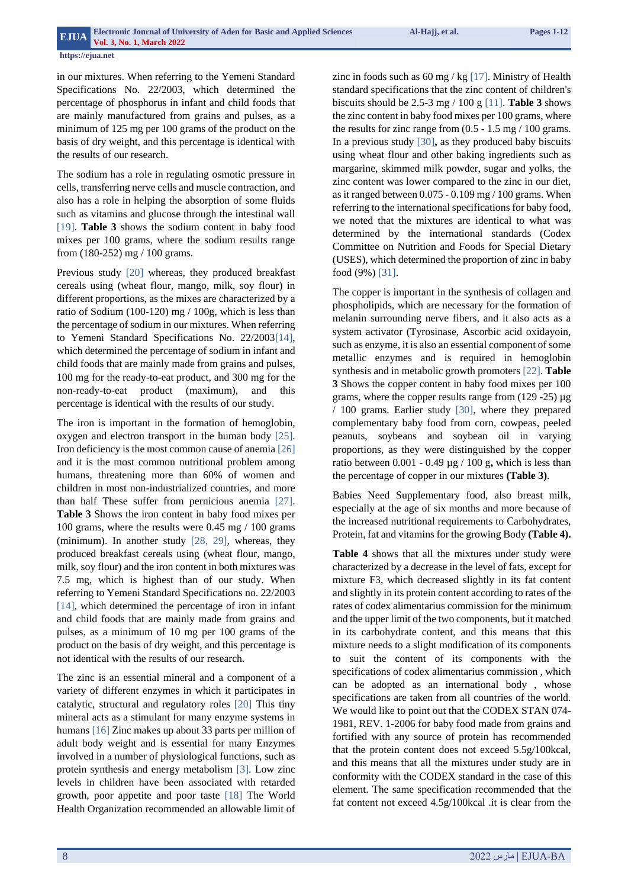in our mixtures. When referring to the Yemeni Standard Specifications No. 22/2003, which determined the percentage of phosphorus in infant and child foods that are mainly manufactured from grains and pulses, as a minimum of 125 mg per 100 grams of the product on the basis of dry weight, and this percentage is identical with the results of our research.

The sodium has a role in regulating osmotic pressure in cells, transferring nerve cells and muscle contraction, and also has a role in helping the absorption of some fluids such as vitamins and glucose through the intestinal wall [19]. **Table 3** shows the sodium content in baby food mixes per 100 grams, where the sodium results range from (180-252) mg / 100 grams.

Previous study [20] whereas, they produced breakfast cereals using (wheat flour, mango, milk, soy flour) in different proportions, as the mixes are characterized by a ratio of Sodium (100-120) mg / 100g, which is less than the percentage of sodium in our mixtures. When referring to Yemeni Standard Specifications No. 22/2003[14], which determined the percentage of sodium in infant and child foods that are mainly made from grains and pulses, 100 mg for the ready-to-eat product, and 300 mg for the non-ready-to-eat product (maximum), and this percentage is identical with the results of our study.

The iron is important in the formation of hemoglobin, oxygen and electron transport in the human body [25]. Iron deficiency is the most common cause of anemia [26] and it is the most common nutritional problem among humans, threatening more than 60% of women and children in most non-industrialized countries, and more than half These suffer from pernicious anemia [27]. **Table 3** Shows the iron content in baby food mixes per 100 grams, where the results were 0.45 mg / 100 grams (minimum). In another study [28, 29], whereas, they produced breakfast cereals using (wheat flour, mango, milk, soy flour) and the iron content in both mixtures was 7.5 mg, which is highest than of our study. When referring to Yemeni Standard Specifications no. 22/2003 [14], which determined the percentage of iron in infant and child foods that are mainly made from grains and pulses, as a minimum of 10 mg per 100 grams of the product on the basis of dry weight, and this percentage is not identical with the results of our research.

The zinc is an essential mineral and a component of a variety of different enzymes in which it participates in catalytic, structural and regulatory roles [20] This tiny mineral acts as a stimulant for many enzyme systems in humans [16] Zinc makes up about 33 parts per million of adult body weight and is essential for many Enzymes involved in a number of physiological functions, such as protein synthesis and energy metabolism [3]. Low zinc levels in children have been associated with retarded growth, poor appetite and poor taste [18] The World Health Organization recommended an allowable limit of zinc in foods such as 60 mg / kg [17]. Ministry of Health standard specifications that the zinc content of children's biscuits should be 2.5-3 mg / 100 g [11]. **Table 3** shows the zinc content in baby food mixes per 100 grams, where the results for zinc range from (0.5 - 1.5 mg / 100 grams. In a previous study [30]**,** as they produced baby biscuits using wheat flour and other baking ingredients such as margarine, skimmed milk powder, sugar and yolks, the zinc content was lower compared to the zinc in our diet, as it ranged between 0.075 - 0.109 mg / 100 grams. When referring to the international specifications for baby food, we noted that the mixtures are identical to what was determined by the international standards (Codex Committee on Nutrition and Foods for Special Dietary (USES), which determined the proportion of zinc in baby food (9%) [31].

The copper is important in the synthesis of collagen and phospholipids, which are necessary for the formation of melanin surrounding nerve fibers, and it also acts as a system activator (Tyrosinase, Ascorbic acid oxidayoin, such as enzyme, it is also an essential component of some metallic enzymes and is required in hemoglobin synthesis and in metabolic growth promoters [22]. **Table 3** Shows the copper content in baby food mixes per 100 grams, where the copper results range from (129 -25) µg / 100 grams. Earlier study [30], where they prepared complementary baby food from corn, cowpeas, peeled peanuts, soybeans and soybean oil in varying proportions, as they were distinguished by the copper ratio between 0.001 - 0.49 µg / 100 g**,** which is less than the percentage of copper in our mixtures **(Table 3)**.

Babies Need Supplementary food, also breast milk, especially at the age of six months and more because of the increased nutritional requirements to Carbohydrates, Protein, fat and vitamins for the growing Body **(Table 4).**

**Table 4** shows that all the mixtures under study were characterized by a decrease in the level of fats, except for mixture F3, which decreased slightly in its fat content and slightly in its protein content according to rates of the rates of codex alimentarius commission for the minimum and the upper limit of the two components, but it matched in its carbohydrate content, and this means that this mixture needs to a slight modification of its components to suit the content of its components with the specifications of codex alimentarius commission , which can be adopted as an international body , whose specifications are taken from all countries of the world. We would like to point out that the CODEX STAN 074-1981, REV. 1-2006 for baby food made from grains and fortified with any source of protein has recommended that the protein content does not exceed 5.5g/100kcal, and this means that all the mixtures under study are in conformity with the CODEX standard in the case of this element. The same specification recommended that the fat content not exceed 4.5g/100kcal .it is clear from the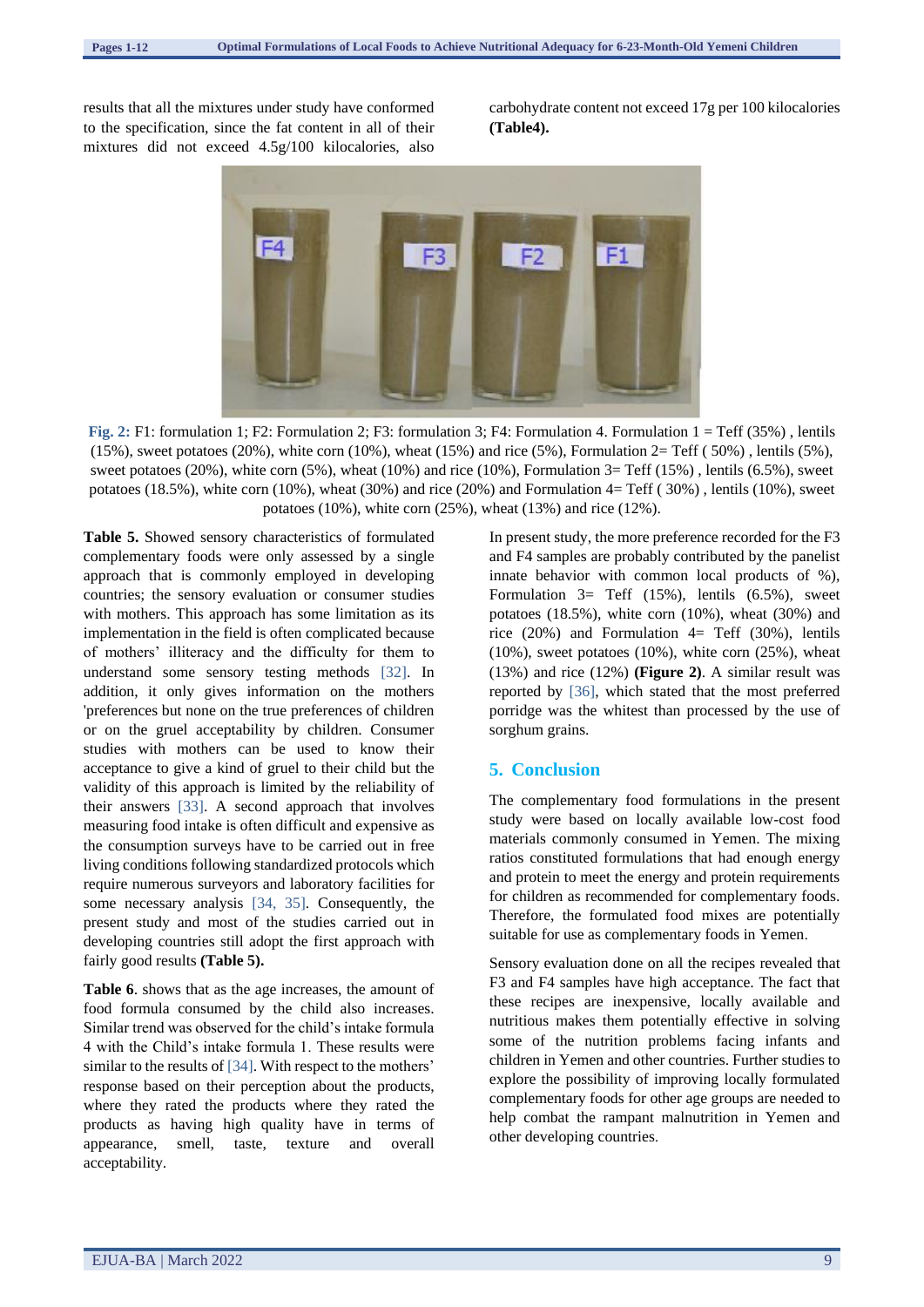results that all the mixtures under study have conformed to the specification, since the fat content in all of their mixtures did not exceed 4.5g/100 kilocalories, also carbohydrate content not exceed 17g per 100 kilocalories **(Table4).**

**Fig. 2:** F1: formulation 1; F2: Formulation 2; F3: formulation 3; F4: Formulation 4. Formulation 1 = Teff (35%) , lentils (15%), sweet potatoes (20%), white corn (10%), wheat (15%) and rice (5%), Formulation 2= Teff ( 50%) , lentils (5%), sweet potatoes (20%), white corn (5%), wheat (10%) and rice (10%), Formulation 3= Teff (15%) , lentils (6.5%), sweet potatoes (18.5%), white corn (10%), wheat (30%) and rice (20%) and Formulation 4= Teff ( 30%) , lentils (10%), sweet potatoes (10%), white corn (25%), wheat (13%) and rice (12%).

**Table 5.** Showed sensory characteristics of formulated complementary foods were only assessed by a single approach that is commonly employed in developing countries; the sensory evaluation or consumer studies with mothers. This approach has some limitation as its implementation in the field is often complicated because of mothers' illiteracy and the difficulty for them to understand some sensory testing methods [32]. In addition, it only gives information on the mothers 'preferences but none on the true preferences of children or on the gruel acceptability by children. Consumer studies with mothers can be used to know their acceptance to give a kind of gruel to their child but the validity of this approach is limited by the reliability of their answers [33]. A second approach that involves measuring food intake is often difficult and expensive as the consumption surveys have to be carried out in free living conditions following standardized protocols which require numerous surveyors and laboratory facilities for some necessary analysis [34, 35]. Consequently, the present study and most of the studies carried out in developing countries still adopt the first approach with fairly good results **(Table 5).**

**Table 6**. shows that as the age increases, the amount of food formula consumed by the child also increases. Similar trend was observed for the child's intake formula 4 with the Child's intake formula 1. These results were similar to the results of [34]. With respect to the mothers' response based on their perception about the products, where they rated the products where they rated the products as having high quality have in terms of appearance, smell, taste, texture and overall acceptability.

In present study, the more preference recorded for the F3 and F4 samples are probably contributed by the panelist innate behavior with common local products of %), Formulation 3= Teff (15%), lentils (6.5%), sweet potatoes (18.5%), white corn (10%), wheat (30%) and rice (20%) and Formulation 4= Teff (30%), lentils (10%), sweet potatoes (10%), white corn (25%), wheat (13%) and rice (12%) **(Figure 2)**. A similar result was reported by [36], which stated that the most preferred porridge was the whitest than processed by the use of sorghum grains.

## 5. Conclusion

The complementary food formulations in the present study were based on locally available low-cost food materials commonly consumed in Yemen. The mixing ratios constituted formulations that had enough energy and protein to meet the energy and protein requirements for children as recommended for complementary foods. Therefore, the formulated food mixes are potentially suitable for use as complementary foods in Yemen.

Sensory evaluation done on all the recipes revealed that F3 and F4 samples have high acceptance. The fact that these recipes are inexpensive, locally available and nutritious makes them potentially effective in solving some of the nutrition problems facing infants and children in Yemen and other countries. Further studies to explore the possibility of improving locally formulated complementary foods for other age groups are needed to help combat the rampant malnutrition in Yemen and other developing countries.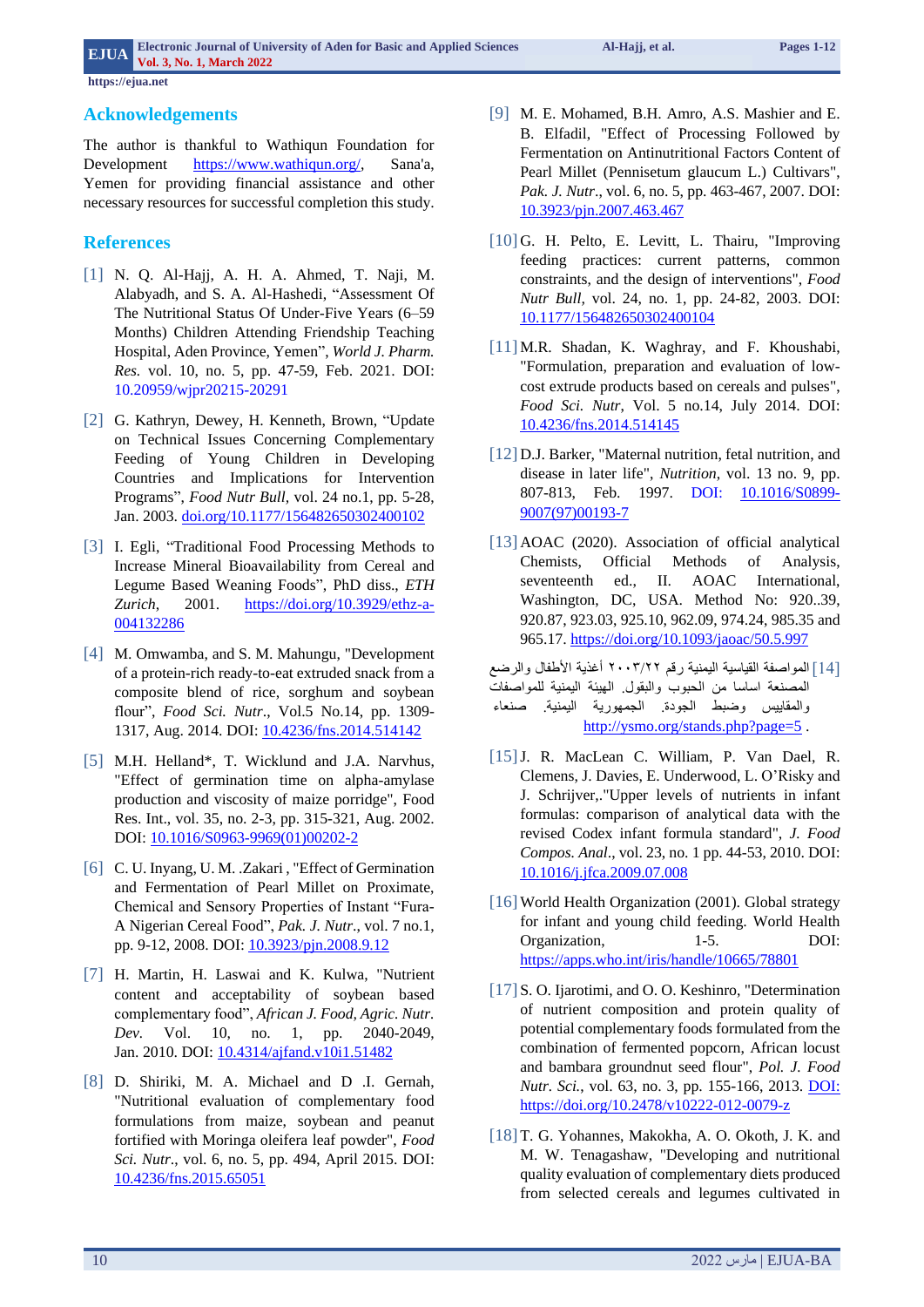## Acknowledgements

The author is thankful to Wathiqun Foundation for Development https://www.wathiqun.org/, Sana'a, Yemen for providing financial assistance and other necessary resources for successful completion this study.

## References

[1] N. Q. Al-Hajj, A. H. A. Ahmed, T. Naji, M. Alabyadh, and S. A. Al-Hashedi, “Assessment Of The Nutritional Status Of Under-Five Years (6–59 Months) Children Attending Friendship Teaching Hospital, Aden Province, Yemen”, *World J. Pharm. Res.* vol. 10, no. 5, pp. 47-59, Feb. 2021. DOI: 10.20959/wjpr20215-20291

[2] G. Kathryn, Dewey, H. Kenneth, Brown, “Update on Technical Issues Concerning Complementary Feeding of Young Children in Developing Countries and Implications for Intervention Programs”, *Food Nutr Bull,* vol. 24 no.1, pp. 5-28, Jan. 2003. doi.org/10.1177/156482650302400102

[3] I. Egli, “Traditional Food Processing Methods to Increase Mineral Bioavailability from Cereal and Legume Based Weaning Foods”, PhD diss., *ETH Zurich*, 2001. https://doi.org/10.3929/ethz-a-004132286

[4] M. Omwamba, and S. M. Mahungu, "Development of a protein-rich ready-to-eat extruded snack from a composite blend of rice, sorghum and soybean flour", *Food Sci. Nutr.*, Vol.5 No.14, pp. 1309-1317, Aug. 2014. DOI: 10.4236/fns.2014.514142

[5] M.H. Helland*, T. Wicklund and J.A. Narvhus, "Effect of germination time on alpha-amylase production and viscosity of maize porridge", Food Res. Int., vol. 35, no. 2-3, pp. 315-321, Aug. 2002. DOI: 10.1016/S0963-9969(01)00202-2

[6] C. U. Inyang, U. M. .Zakari , "Effect of Germination and Fermentation of Pearl Millet on Proximate, Chemical and Sensory Properties of Instant “Fura-A Nigerian Cereal Food”, *Pak. J. Nutr.*, vol. 7 no.1, pp. 9-12, 2008. DOI: 10.3923/pjn.2008.9.12

[7] H. Martin, H. Laswai and K. Kulwa, "Nutrient content and acceptability of soybean based complementary food”, *African J. Food, Agric. Nutr. Dev.* Vol. 10, no. 1, pp. 2040-2049, Jan. 2010. DOI: 10.4314/ajfand.v10i1.51482

[8] D. Shiriki, M. A. Michael and D .I. Gernah, "Nutritional evaluation of complementary food formulations from maize, soybean and peanut fortified with Moringa oleifera leaf powder", *Food Sci. Nutr.*, vol. 6, no. 5, pp. 494, April 2015. DOI: 10.4236/fns.2015.65051

[9] M. E. Mohamed, B.H. Amro, A.S. Mashier and E. B. Elfadil, "Effect of Processing Followed by Fermentation on Antinutritional Factors Content of Pearl Millet (Pennisetum glaucum L.) Cultivars", *Pak. J. Nutr*., vol. 6, no. 5, pp. 463-467, 2007. DOI: 10.3923/pjn.2007.463.467

[10] G. H. Pelto, E. Levitt, L. Thairu, "Improving feeding practices: current patterns, common constraints, and the design of interventions", *Food Nutr Bull*, vol. 24, no. 1, pp. 24-82, 2003. DOI: 10.1177/156482650302400104

[11] M.R. Shadan, K. Waghray, and F. Khoushabi, "Formulation, preparation and evaluation of low-cost extrude products based on cereals and pulses", *Food Sci. Nutr*, Vol. 5 no.14, July 2014. DOI: 10.4236/fns.2014.514145

[12] D.J. Barker, "Maternal nutrition, fetal nutrition, and disease in later life", *Nutrition*, vol. 13 no. 9, pp. 807-813, Feb. 1997. DOI: 10.1016/S0899-9007(97)00193-7

[13] AOAC (2020). Association of official analytical Chemists, Official Methods of Analysis, seventeenth ed., II. AOAC International, Washington, DC, USA. Method No: 920..39, 920.87, 923.03, 925.10, 962.09, 974.24, 985.35 and 965.17. https://doi.org/10.1093/jaoac/50.5.997

[14] المواصفة القياسية اليمنية رقم ٢٠٠٣/٢٢ أغذية الأطفال والرضع المصنعة اساسا من الحبوب والبقول. الهيئة اليمنية للمواصفات والمقاييس وضبط الجودة. الجمهورية اليمنية. صنعاء http://ysmo.org/stands.php?page=5 .

[15] J. R. MacLean C. William, P. Van Dael, R. Clemens, J. Davies, E. Underwood, L. O’Risky and J. Schrijver,."Upper levels of nutrients in infant formulas: comparison of analytical data with the revised Codex infant formula standard", *J. Food Compos. Anal*., vol. 23, no. 1 pp. 44-53, 2010. DOI: 10.1016/j.jfca.2009.07.008

[16] World Health Organization (2001). Global strategy for infant and young child feeding. World Health Organization, 1-5. DOI: https://apps.who.int/iris/handle/10665/78801

[17] S. O. Ijarotimi, and O. O. Keshinro, "Determination of nutrient composition and protein quality of potential complementary foods formulated from the combination of fermented popcorn, African locust and bambara groundnut seed flour", *Pol. J. Food Nutr. Sci.*, vol. 63, no. 3, pp. 155-166, 2013. DOI: https://doi.org/10.2478/v10222-012-0079-z

[18] T. G. Yohannes, Makokha, A. O. Okoth, J. K. and M. W. Tenagashaw, "Developing and nutritional quality evaluation of complementary diets produced from selected cereals and legumes cultivated in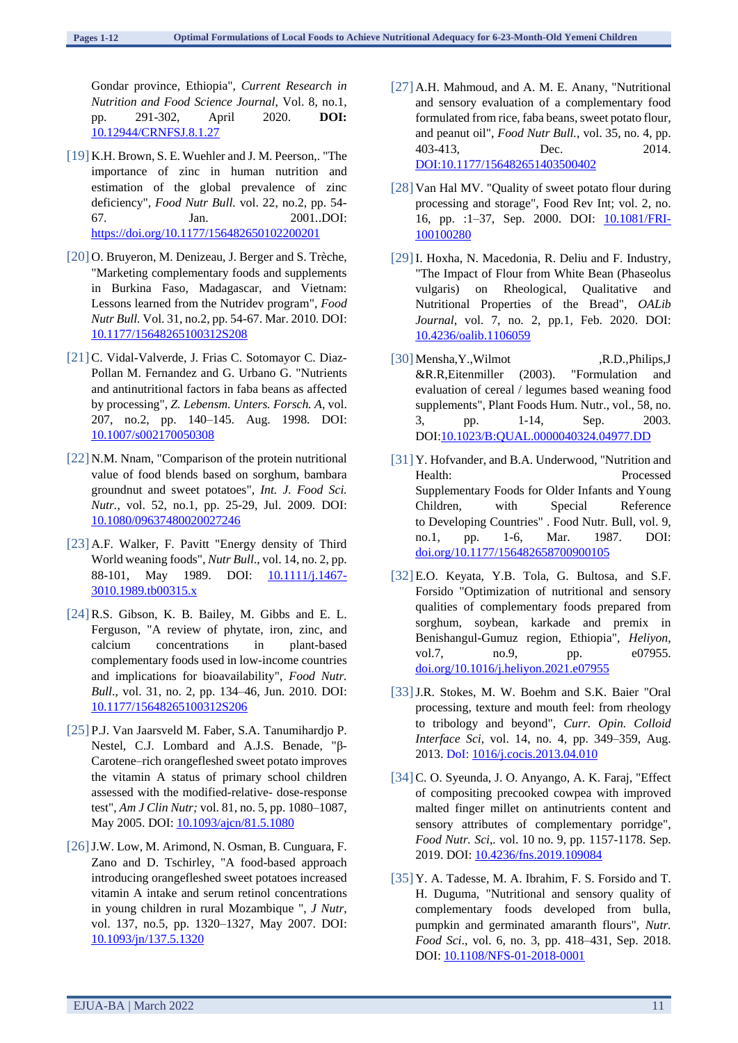Gondar province, Ethiopia", *Current Research in Nutrition and Food Science Journal*, Vol. 8, no.1, pp. 291-302, April 2020. **DOI:** 10.12944/CRNFSJ.8.1.27

[19] K.H. Brown, S. E. Wuehler and J. M. Peerson,. "The importance of zinc in human nutrition and estimation of the global prevalence of zinc deficiency", *Food Nutr Bull.* vol. 22, no.2, pp. 54-67. Jan. 2001..DOI: https://doi.org/10.1177/156482650102200201

[20] O. Bruyeron, M. Denizeau, J. Berger and S. Trèche, "Marketing complementary foods and supplements in Burkina Faso, Madagascar, and Vietnam: Lessons learned from the Nutridev program", *Food Nutr Bull.* Vol. 31, no.2, pp. 54-67. Mar. 2010. DOI: 10.1177/15648265100312S208

[21] C. Vidal-Valverde, J. Frias C. Sotomayor C. Diaz-Pollan M. Fernandez and G. Urbano G. "Nutrients and antinutritional factors in faba beans as affected by processing", *Z. Lebensm. Unters. Forsch. A*, vol. 207, no.2, pp. 140–145. Aug. 1998. DOI: 10.1007/s002170050308

[22] N.M. Nnam, "Comparison of the protein nutritional value of food blends based on sorghum, bambara groundnut and sweet potatoes", *Int. J. Food Sci. Nutr.*, vol. 52, no.1, pp. 25-29, Jul. 2009. DOI: 10.1080/09637480020027246

[23] A.F. Walker, F. Pavitt "Energy density of Third World weaning foods", *Nutr Bull.*, vol. 14, no. 2, pp. 88-101, May 1989. DOI: 10.1111/j.1467-3010.1989.tb00315.x

[24] R.S. Gibson, K. B. Bailey, M. Gibbs and E. L. Ferguson, "A review of phytate, iron, zinc, and calcium concentrations in plant-based complementary foods used in low-income countries and implications for bioavailability", *Food Nutr. Bull.*, vol. 31, no. 2, pp. 134–46, Jun. 2010. DOI: 10.1177/15648265100312S206

[25] P.J. Van Jaarsveld M. Faber, S.A. Tanumihardjo P. Nestel, C.J. Lombard and A.J.S. Benade, "β-Carotene–rich orangefleshed sweet potato improves the vitamin A status of primary school children assessed with the modified-relative- dose-response test", *Am J Clin Nutr;* vol. 81, no. 5, pp. 1080–1087, May 2005. DOI: 10.1093/ajcn/81.5.1080

[26] J.W. Low, M. Arimond, N. Osman, B. Cunguara, F. Zano and D. Tschirley, "A food-based approach introducing orangefleshed sweet potatoes increased vitamin A intake and serum retinol concentrations in young children in rural Mozambique ", *J Nutr*, vol. 137, no.5, pp. 1320–1327, May 2007. DOI: 10.1093/jn/137.5.1320

[27] A.H. Mahmoud, and A. M. E. Anany, "Nutritional and sensory evaluation of a complementary food formulated from rice, faba beans, sweet potato flour, and peanut oil", *Food Nutr Bull.*, vol. 35, no. 4, pp. 403-413, Dec. 2014. DOI:10.1177/156482651403500402

[28] Van Hal MV. "Quality of sweet potato flour during processing and storage", Food Rev Int; vol. 2, no. 16, pp. :1–37, Sep. 2000. DOI: 10.1081/FRI-100100280

[29] I. Hoxha, N. Macedonia, R. Deliu and F. Industry, "The Impact of Flour from White Bean (Phaseolus vulgaris) on Rheological, Qualitative and Nutritional Properties of the Bread", *OALib Journal*, vol. 7, no. 2, pp.1, Feb. 2020. DOI: 10.4236/oalib.1106059

[30] Mensha,Y.,Wilmot ,R.D.,Philips,J &R.R,Eitenmiller (2003). "Formulation and evaluation of cereal / legumes based weaning food supplements", Plant Foods Hum. Nutr., vol., 58, no. 3, pp. 1-14, Sep. 2003. DOI:10.1023/B:QUAL.0000040324.04977.DD

[31] Y. Hofvander, and B.A. Underwood, "Nutrition and Health: Processed Supplementary Foods for Older Infants and Young Children, with Special Reference to Developing Countries" . Food Nutr. Bull, vol. 9, no.1, pp. 1-6, Mar. 1987. DOI: doi.org/10.1177/156482658700900105

[32] E.O. Keyata, Y.B. Tola, G. Bultosa, and S.F. Forsido "Optimization of nutritional and sensory qualities of complementary foods prepared from sorghum, soybean, karkade and premix in Benishangul-Gumuz region, Ethiopia", *Heliyon*, vol.7, no.9, pp. e07955. doi.org/10.1016/j.heliyon.2021.e07955

[33] J.R. Stokes, M. W. Boehm and S.K. Baier "Oral processing, texture and mouth feel: from rheology to tribology and beyond", *Curr. Opin. Colloid Interface Sci*, vol. 14, no. 4, pp. 349–359, Aug. 2013. Doi: 1016/j.cocis.2013.04.010

[34] C. O. Syeunda, J. O. Anyango, A. K. Faraj, "Effect of compositing precooked cowpea with improved malted finger millet on antinutrients content and sensory attributes of complementary porridge", *Food Nutr. Sci*,. vol. 10 no. 9, pp. 1157-1178. Sep. 2019. DOI: 10.4236/fns.2019.109084

[35] Y. A. Tadesse, M. A. Ibrahim, F. S. Forsido and T. H. Duguma, "Nutritional and sensory quality of complementary foods developed from bulla, pumpkin and germinated amaranth flours", *Nutr. Food Sci*., vol. 6, no. 3, pp. 418–431, Sep. 2018. DOI: 10.1108/NFS-01-2018-0001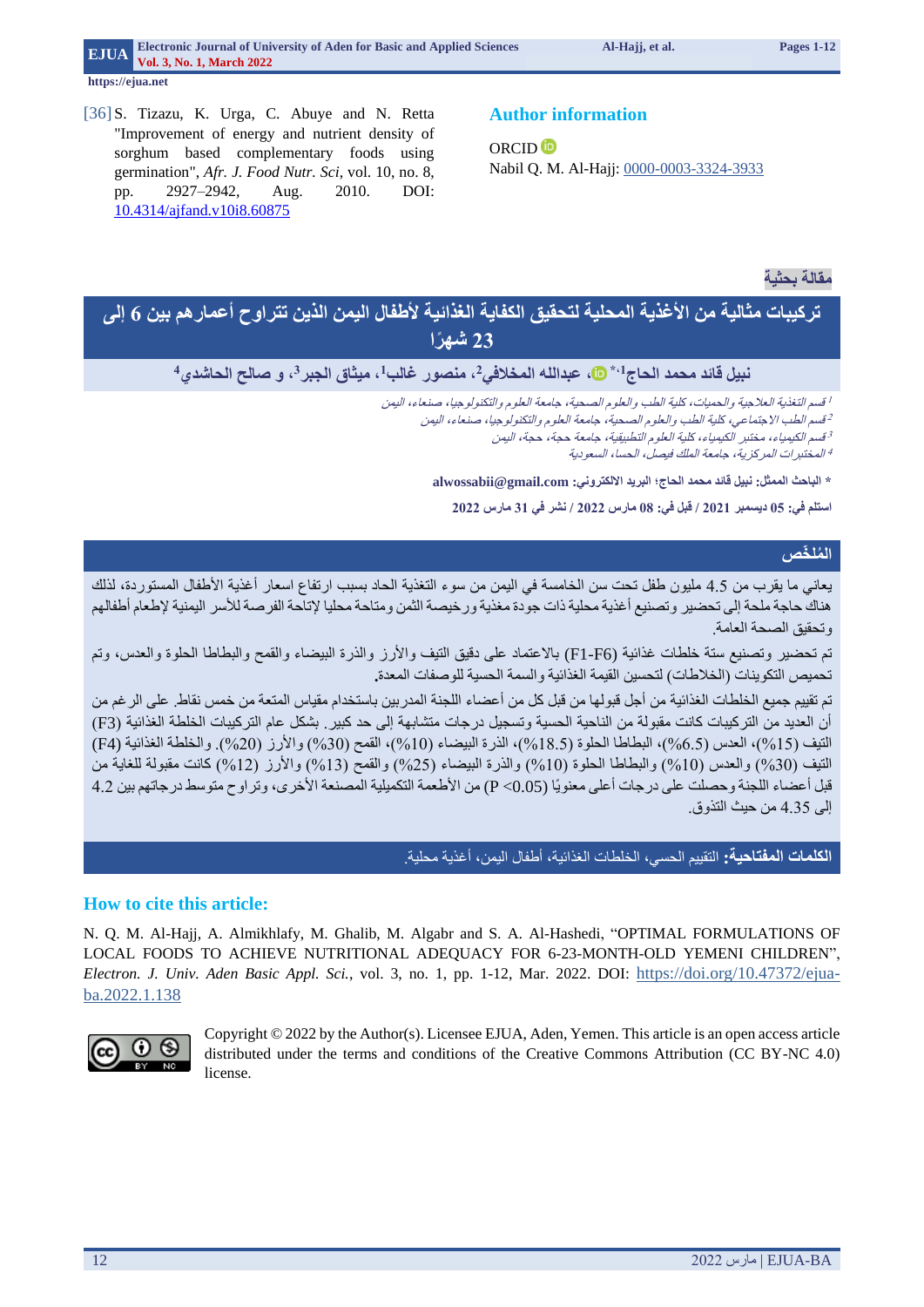[36] S. Tizazu, K. Urga, C. Abuye and N. Retta "Improvement of energy and nutrient density of sorghum based complementary foods using germination", *Afr. J. Food Nutr. Sci*, vol. 10, no. 8, pp. 2927–2942, Aug. 2010. DOI: 10.4314/ajfand.v10i8.60875

## Author information

ORCID
Nabil Q. M. Al-Hajj: 0000-0003-3324-3933

**مقالة بحثية**

# تركيبات مثالية من الأغذية المحلية لتحقيق الكفاية الغذائية لأطفال اليمن الذين تتراوح أعمارهم بين 6 إلى 23 شهرًا

**نبيل قائد محمد الحاج[1,*]، عبدالله المخلافي[2]، منصور غالب[1]، ميثاق الجبر[3]، و صالح الحاشدي[4]**

[1] قسم التغذية العلاجية والحميات، كلية الطب والعلوم الصحية، جامعة العلوم والتكنولوجيا، صنعاء، اليمن
[2] قسم الطب الاجتماعي، كلية الطب والعلوم الصحية، جامعة العلوم والتكنولوجيا، صنعاء، اليمن
[3] قسم الكيمياء، مختبر الكيمياء، كلية العلوم التطبيقية، جامعة حجة، حجة، اليمن
[4] المختبرات المركزية، جامعة الملك فيصل، الحساء، السعودية

* الباحث الممثل: نبيل قائد محمد الحاج؛ البريد الالكتروني: alwossabii@gmail.com

استلم في: 05 ديسمبر 2021 / قبل في: 08 مارس 2022 / نشر في 31 مارس 2022

## المُلخّص

يعاني ما يقرب من 4.5 مليون طفل تحت سن الخامسة في اليمن من سوء التغذية الحاد بسبب ارتفاع اسعار أغذية الأطفال المستوردة، لذلك هناك حاجة ملحة إلى تحضير وتصنيع أغذية محلية ذات جودة مغذية ورخيصة الثمن ومتاحة محليا لإتاحة الفرصة للأسر اليمنية لإطعام أطفالهم وتحقيق الصحة العامة.

تم تحضير وتصنيع ستة خلطات غذائية (F1-F6) بالاعتماد على دقيق التيف والأرز والذرة البيضاء والقمح والبطاطا الحلوة والعدس، وتم تحميص التكوينات (الخلطات) لتحسين القيمة الغذائية والسمة الحسية للوصفات المعدة.

تم تقييم جميع الخلطات الغذائية من أجل قبولها من قبل كل من أعضاء اللجنة المدربين باستخدام مقياس المتعة من خمس نقاط. على الرغم من أن العديد من التركيبات كانت مقبولة من الناحية الحسية وتسجيل درجات متشابهة إلى حد كبير. بشكل عام التركيبات الخلطة الغذائية (F3) التيف (15%)، العدس (6.5%)، البطاطا الحلوة (18.5%)، الذرة البيضاء (10%)، القمح (30%) والأرز (20%). والخلطة الغذائية (F4) التيف (30%) والعدس (10%) والبطاطا الحلوة (10%) والذرة البيضاء (25%) والقمح (13%) والأرز (12%) كانت مقبولة للغاية من قبل أعضاء اللجنة وحصلت على درجات أعلى معنويًا ($P < 0.05$) من الأطعمة التكميلية المصنعة الأخرى، وتراوح متوسط درجاتهم بين 4.2 إلى 4.35 من حيث التذوق.

**الكلمات المفتاحية:** التقييم الحسي، الخلطات الغذائية، أطفال اليمن، أغذية محلية.

## How to cite this article:

N. Q. M. Al-Hajj, A. Almikhlafy, M. Ghalib, M. Algabr and S. A. Al-Hashedi, "OPTIMAL FORMULATIONS OF LOCAL FOODS TO ACHIEVE NUTRITIONAL ADEQUACY FOR 6-23-MONTH-OLD YEMENI CHILDREN", *Electron. J. Univ. Aden Basic Appl. Sci.*, vol. 3, no. 1, pp. 1-12, Mar. 2022. DOI: https://doi.org/10.47372/ejua-ba.2022.1.138

Copyright © 2022 by the Author(s). Licensee EJUA, Aden, Yemen. This article is an open access article distributed under the terms and conditions of the Creative Commons Attribution (CC BY-NC 4.0) license.